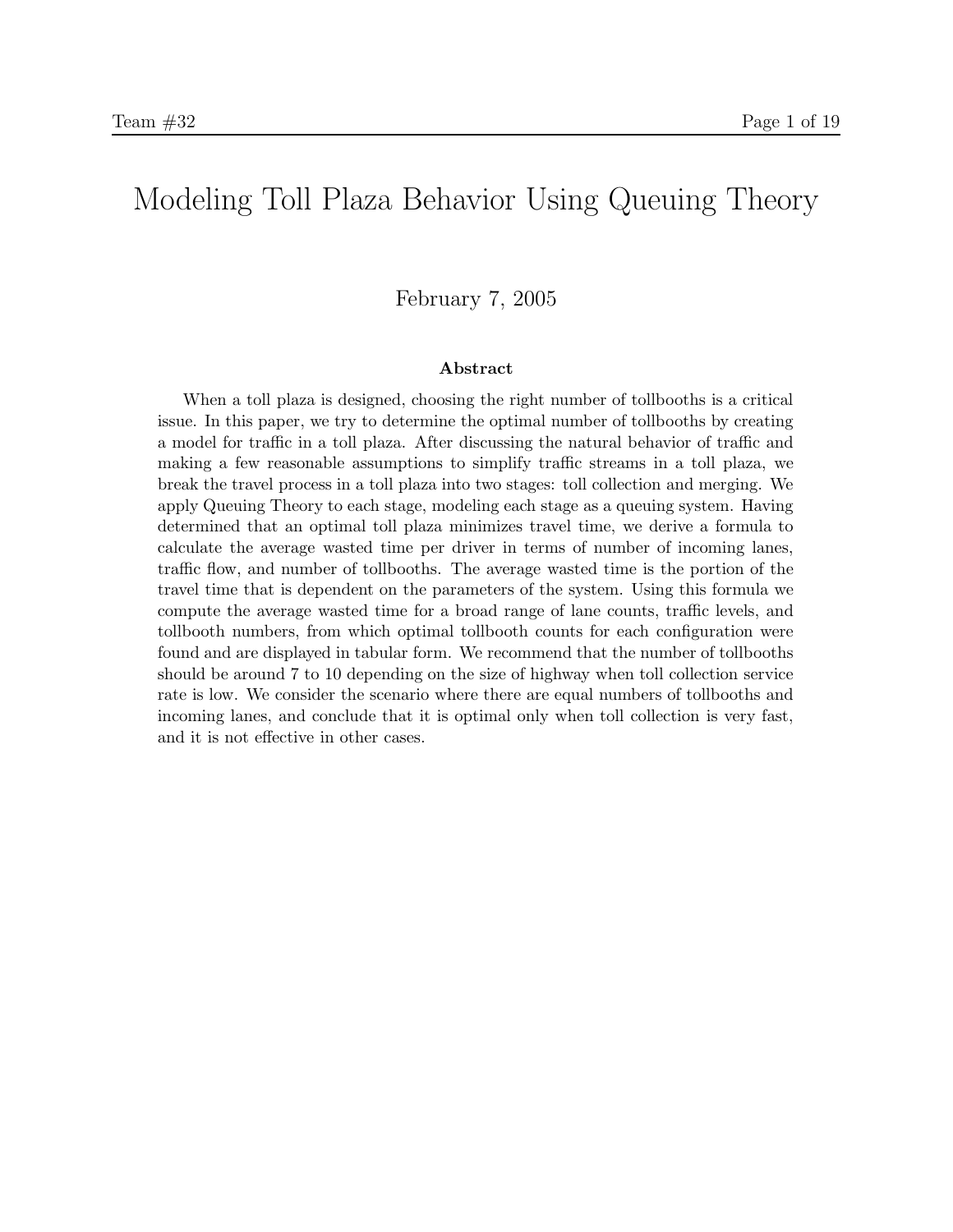# Modeling Toll Plaza Behavior Using Queuing Theory

February 7, 2005

### Abstract

When a toll plaza is designed, choosing the right number of tollbooths is a critical issue. In this paper, we try to determine the optimal number of tollbooths by creating a model for traffic in a toll plaza. After discussing the natural behavior of traffic and making a few reasonable assumptions to simplify traffic streams in a toll plaza, we break the travel process in a toll plaza into two stages: toll collection and merging. We apply Queuing Theory to each stage, modeling each stage as a queuing system. Having determined that an optimal toll plaza minimizes travel time, we derive a formula to calculate the average wasted time per driver in terms of number of incoming lanes, traffic flow, and number of tollbooths. The average wasted time is the portion of the travel time that is dependent on the parameters of the system. Using this formula we compute the average wasted time for a broad range of lane counts, traffic levels, and tollbooth numbers, from which optimal tollbooth counts for each configuration were found and are displayed in tabular form. We recommend that the number of tollbooths should be around 7 to 10 depending on the size of highway when toll collection service rate is low. We consider the scenario where there are equal numbers of tollbooths and incoming lanes, and conclude that it is optimal only when toll collection is very fast, and it is not effective in other cases.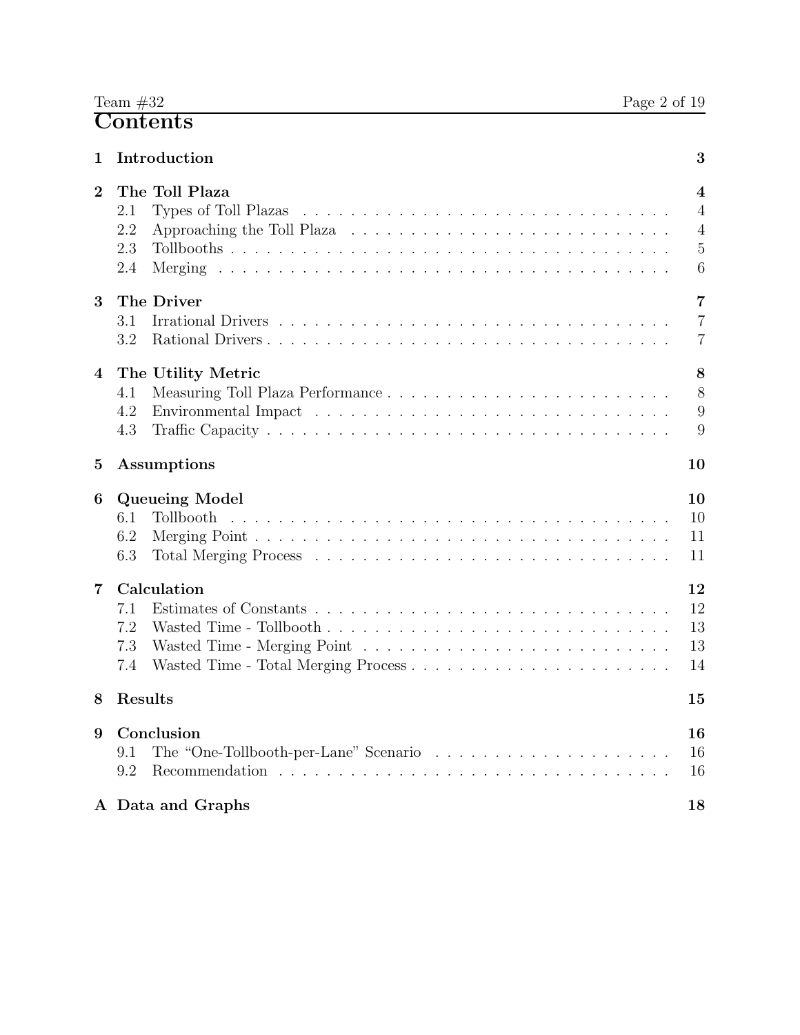# Contents

| | | |
|---|---|---|
| **1** | **Introduction** | **3** |
| **2** | **The Toll Plaza** | **4** |
| 2.1 | Types of Toll Plazas | 4 |
| 2.2 | Approaching the Toll Plaza | 4 |
| 2.3 | Tollbooths | 5 |
| 2.4 | Merging | 6 |
| **3** | **The Driver** | **7** |
| 3.1 | Irrational Drivers | 7 |
| 3.2 | Rational Drivers | 7 |
| **4** | **The Utility Metric** | **8** |
| 4.1 | Measuring Toll Plaza Performance | 8 |
| 4.2 | Environmental Impact | 9 |
| 4.3 | Traffic Capacity | 9 |
| **5** | **Assumptions** | **10** |
| **6** | **Queueing Model** | **10** |
| 6.1 | Tollbooth | 10 |
| 6.2 | Merging Point | 11 |
| 6.3 | Total Merging Process | 11 |
| **7** | **Calculation** | **12** |
| 7.1 | Estimates of Constants | 12 |
| 7.2 | Wasted Time - Tollbooth | 13 |
| 7.3 | Wasted Time - Merging Point | 13 |
| 7.4 | Wasted Time - Total Merging Process | 14 |
| **8** | **Results** | **15** |
| **9** | **Conclusion** | **16** |
| 9.1 | The "One-Tollbooth-per-Lane" Scenario | 16 |
| 9.2 | Recommendation | 16 |
| **A** | **Data and Graphs** | **18** |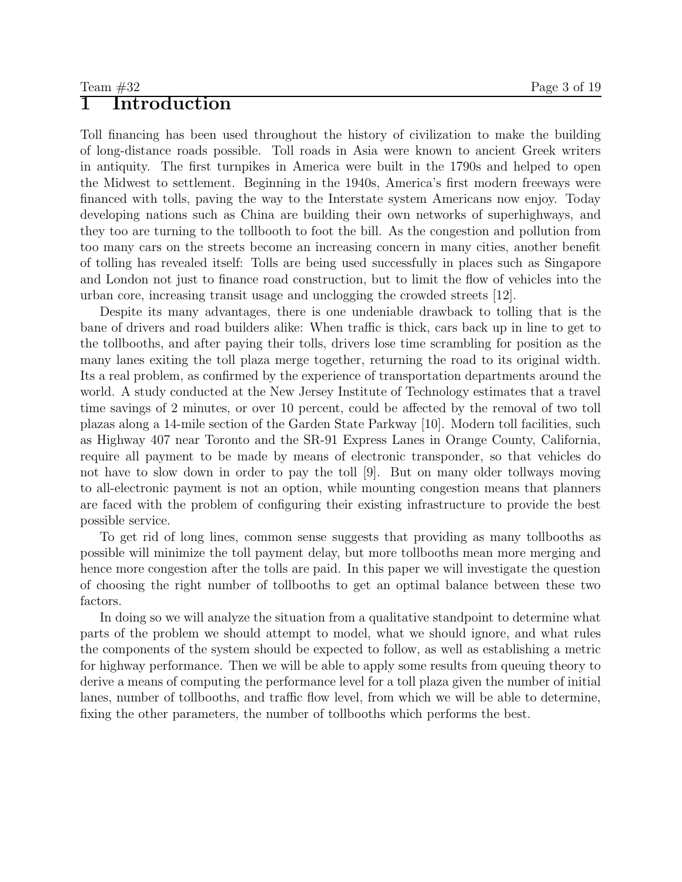# 1 Introduction

Toll financing has been used throughout the history of civilization to make the building of long-distance roads possible. Toll roads in Asia were known to ancient Greek writers in antiquity. The first turnpikes in America were built in the 1790s and helped to open the Midwest to settlement. Beginning in the 1940s, America's first modern freeways were financed with tolls, paving the way to the Interstate system Americans now enjoy. Today developing nations such as China are building their own networks of superhighways, and they too are turning to the tollbooth to foot the bill. As the congestion and pollution from too many cars on the streets become an increasing concern in many cities, another benefit of tolling has revealed itself: Tolls are being used successfully in places such as Singapore and London not just to finance road construction, but to limit the flow of vehicles into the urban core, increasing transit usage and unclogging the crowded streets [12].

Despite its many advantages, there is one undeniable drawback to tolling that is the bane of drivers and road builders alike: When traffic is thick, cars back up in line to get to the tollbooths, and after paying their tolls, drivers lose time scrambling for position as the many lanes exiting the toll plaza merge together, returning the road to its original width. Its a real problem, as confirmed by the experience of transportation departments around the world. A study conducted at the New Jersey Institute of Technology estimates that a travel time savings of 2 minutes, or over 10 percent, could be affected by the removal of two toll plazas along a 14-mile section of the Garden State Parkway [10]. Modern toll facilities, such as Highway 407 near Toronto and the SR-91 Express Lanes in Orange County, California, require all payment to be made by means of electronic transponder, so that vehicles do not have to slow down in order to pay the toll [9]. But on many older tollways moving to all-electronic payment is not an option, while mounting congestion means that planners are faced with the problem of configuring their existing infrastructure to provide the best possible service.

To get rid of long lines, common sense suggests that providing as many tollbooths as possible will minimize the toll payment delay, but more tollbooths mean more merging and hence more congestion after the tolls are paid. In this paper we will investigate the question of choosing the right number of tollbooths to get an optimal balance between these two factors.

In doing so we will analyze the situation from a qualitative standpoint to determine what parts of the problem we should attempt to model, what we should ignore, and what rules the components of the system should be expected to follow, as well as establishing a metric for highway performance. Then we will be able to apply some results from queuing theory to derive a means of computing the performance level for a toll plaza given the number of initial lanes, number of tollbooths, and traffic flow level, from which we will be able to determine, fixing the other parameters, the number of tollbooths which performs the best.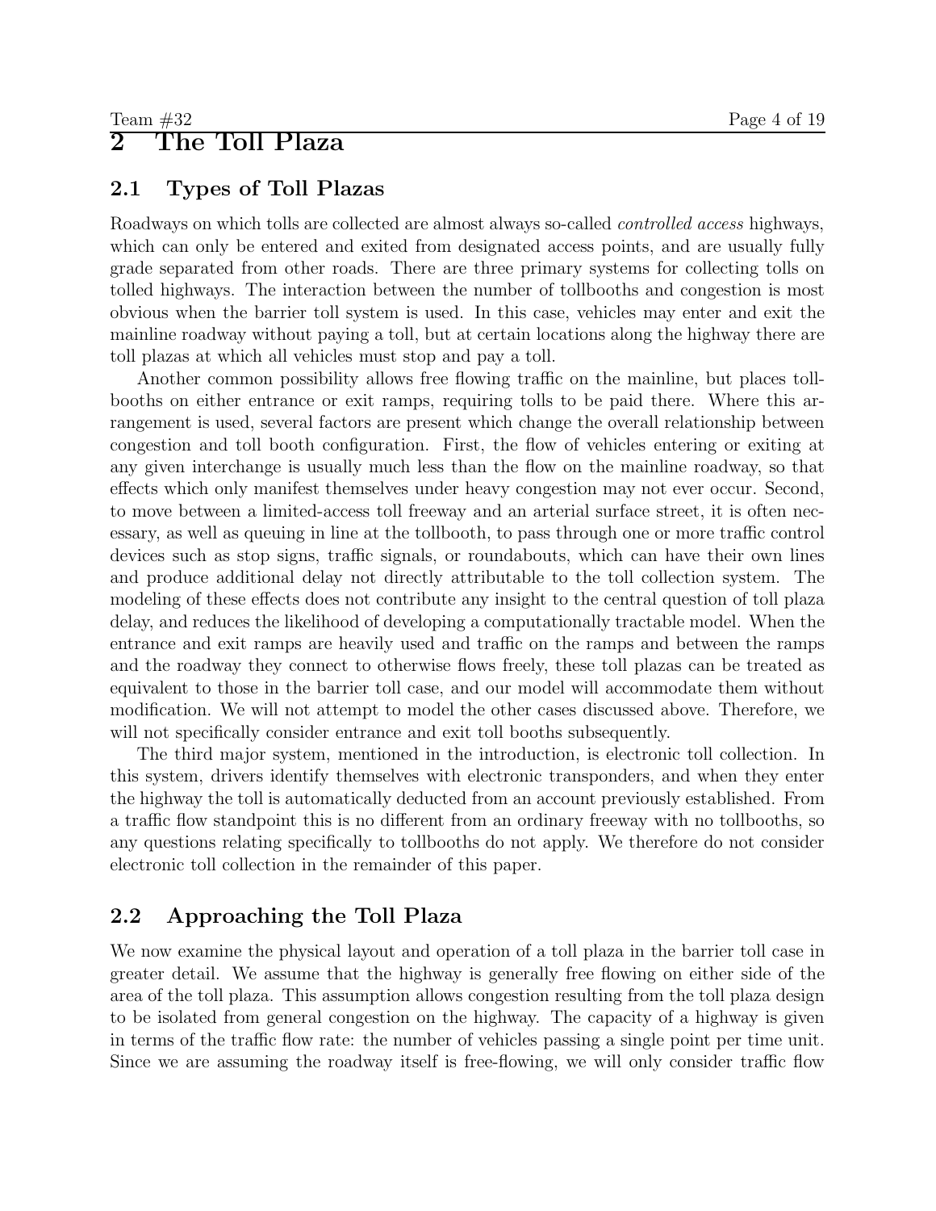## 2 The Toll Plaza

### 2.1 Types of Toll Plazas

Roadways on which tolls are collected are almost always so-called *controlled access* highways, which can only be entered and exited from designated access points, and are usually fully grade separated from other roads. There are three primary systems for collecting tolls on tolled highways. The interaction between the number of tollbooths and congestion is most obvious when the barrier toll system is used. In this case, vehicles may enter and exit the mainline roadway without paying a toll, but at certain locations along the highway there are toll plazas at which all vehicles must stop and pay a toll.

Another common possibility allows free flowing traffic on the mainline, but places tollbooths on either entrance or exit ramps, requiring tolls to be paid there. Where this arrangement is used, several factors are present which change the overall relationship between congestion and toll booth configuration. First, the flow of vehicles entering or exiting at any given interchange is usually much less than the flow on the mainline roadway, so that effects which only manifest themselves under heavy congestion may not ever occur. Second, to move between a limited-access toll freeway and an arterial surface street, it is often necessary, as well as queuing in line at the tollbooth, to pass through one or more traffic control devices such as stop signs, traffic signals, or roundabouts, which can have their own lines and produce additional delay not directly attributable to the toll collection system. The modeling of these effects does not contribute any insight to the central question of toll plaza delay, and reduces the likelihood of developing a computationally tractable model. When the entrance and exit ramps are heavily used and traffic on the ramps and between the ramps and the roadway they connect to otherwise flows freely, these toll plazas can be treated as equivalent to those in the barrier toll case, and our model will accommodate them without modification. We will not attempt to model the other cases discussed above. Therefore, we will not specifically consider entrance and exit toll booths subsequently.

The third major system, mentioned in the introduction, is electronic toll collection. In this system, drivers identify themselves with electronic transponders, and when they enter the highway the toll is automatically deducted from an account previously established. From a traffic flow standpoint this is no different from an ordinary freeway with no tollbooths, so any questions relating specifically to tollbooths do not apply. We therefore do not consider electronic toll collection in the remainder of this paper.

### 2.2 Approaching the Toll Plaza

We now examine the physical layout and operation of a toll plaza in the barrier toll case in greater detail. We assume that the highway is generally free flowing on either side of the area of the toll plaza. This assumption allows congestion resulting from the toll plaza design to be isolated from general congestion on the highway. The capacity of a highway is given in terms of the traffic flow rate: the number of vehicles passing a single point per time unit. Since we are assuming the roadway itself is free-flowing, we will only consider traffic flow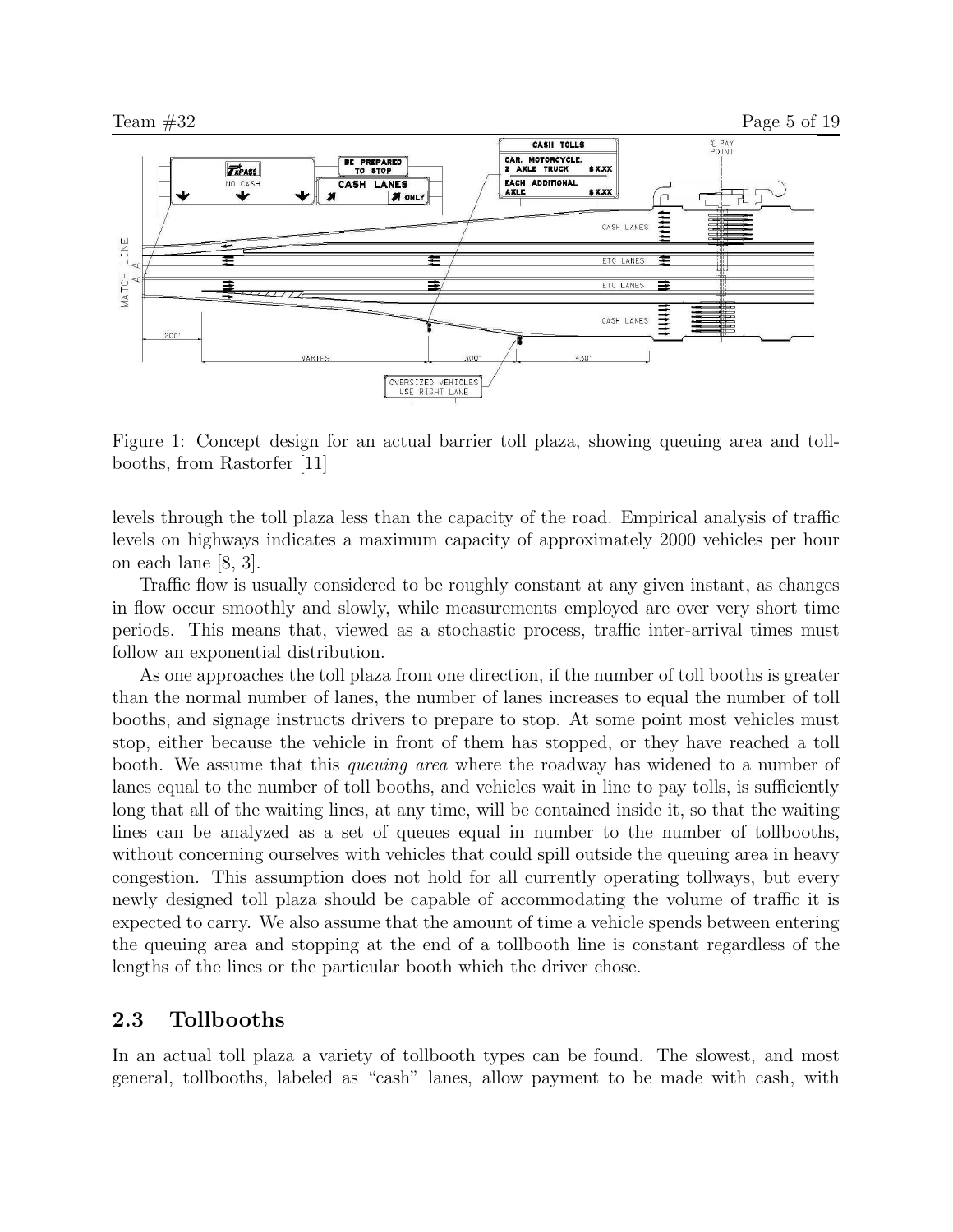Figure 1: Concept design for an actual barrier toll plaza, showing queuing area and tollbooths, from Rastorfer [11]

levels through the toll plaza less than the capacity of the road. Empirical analysis of traffic levels on highways indicates a maximum capacity of approximately 2000 vehicles per hour on each lane [8, 3].

Traffic flow is usually considered to be roughly constant at any given instant, as changes in flow occur smoothly and slowly, while measurements employed are over very short time periods. This means that, viewed as a stochastic process, traffic inter-arrival times must follow an exponential distribution.

As one approaches the toll plaza from one direction, if the number of toll booths is greater than the normal number of lanes, the number of lanes increases to equal the number of toll booths, and signage instructs drivers to prepare to stop. At some point most vehicles must stop, either because the vehicle in front of them has stopped, or they have reached a toll booth. We assume that this *queuing area* where the roadway has widened to a number of lanes equal to the number of toll booths, and vehicles wait in line to pay tolls, is sufficiently long that all of the waiting lines, at any time, will be contained inside it, so that the waiting lines can be analyzed as a set of queues equal in number to the number of tollbooths, without concerning ourselves with vehicles that could spill outside the queuing area in heavy congestion. This assumption does not hold for all currently operating tollways, but every newly designed toll plaza should be capable of accommodating the volume of traffic it is expected to carry. We also assume that the amount of time a vehicle spends between entering the queuing area and stopping at the end of a tollbooth line is constant regardless of the lengths of the lines or the particular booth which the driver chose.

## 2.3 Tollbooths

In an actual toll plaza a variety of tollbooth types can be found. The slowest, and most general, tollbooths, labeled as "cash" lanes, allow payment to be made with cash, with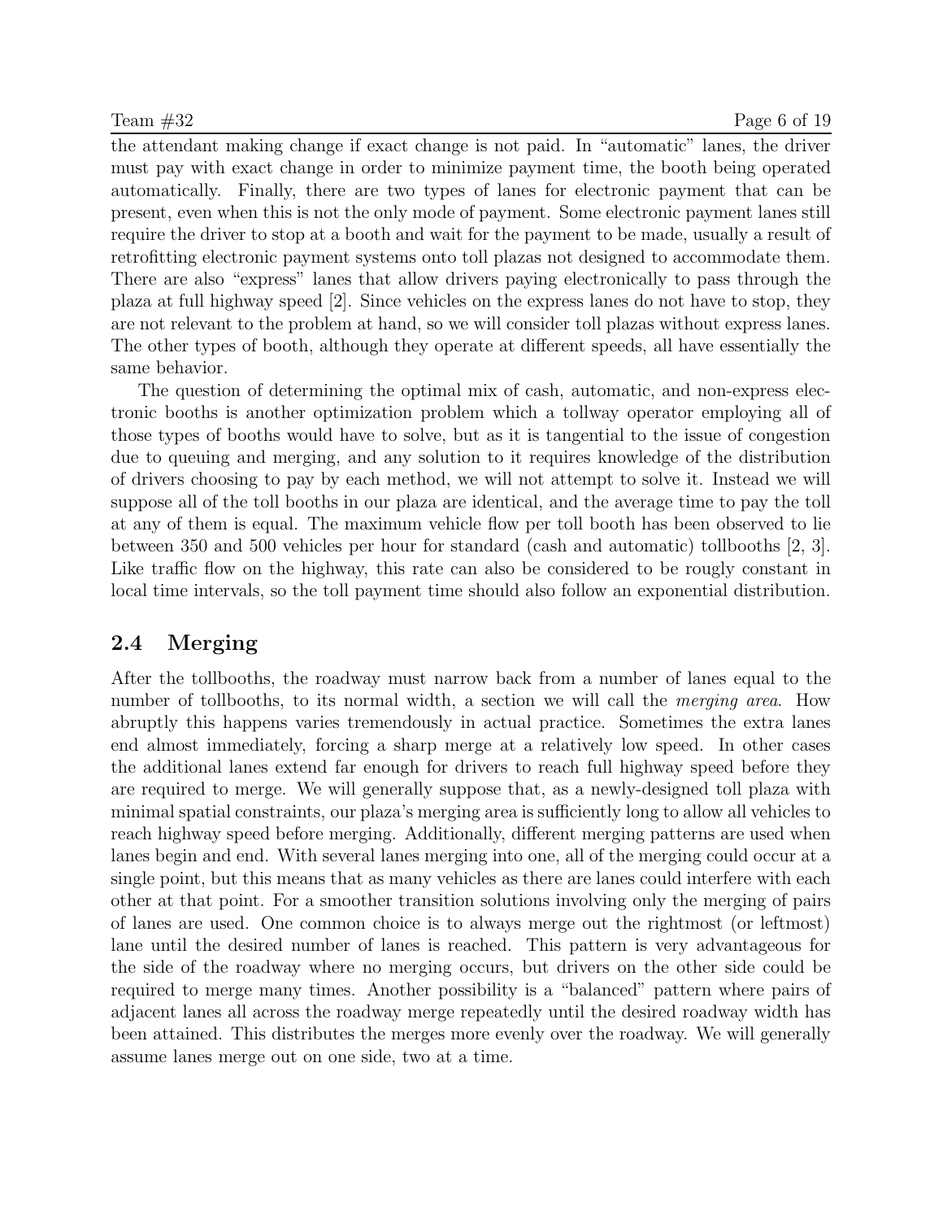the attendant making change if exact change is not paid. In "automatic" lanes, the driver must pay with exact change in order to minimize payment time, the booth being operated automatically. Finally, there are two types of lanes for electronic payment that can be present, even when this is not the only mode of payment. Some electronic payment lanes still require the driver to stop at a booth and wait for the payment to be made, usually a result of retrofitting electronic payment systems onto toll plazas not designed to accommodate them. There are also "express" lanes that allow drivers paying electronically to pass through the plaza at full highway speed [2]. Since vehicles on the express lanes do not have to stop, they are not relevant to the problem at hand, so we will consider toll plazas without express lanes. The other types of booth, although they operate at different speeds, all have essentially the same behavior.

The question of determining the optimal mix of cash, automatic, and non-express electronic booths is another optimization problem which a tollway operator employing all of those types of booths would have to solve, but as it is tangential to the issue of congestion due to queuing and merging, and any solution to it requires knowledge of the distribution of drivers choosing to pay by each method, we will not attempt to solve it. Instead we will suppose all of the toll booths in our plaza are identical, and the average time to pay the toll at any of them is equal. The maximum vehicle flow per toll booth has been observed to lie between 350 and 500 vehicles per hour for standard (cash and automatic) tollbooths [2, 3]. Like traffic flow on the highway, this rate can also be considered to be rougly constant in local time intervals, so the toll payment time should also follow an exponential distribution.

## 2.4 Merging

After the tollbooths, the roadway must narrow back from a number of lanes equal to the number of tollbooths, to its normal width, a section we will call the *merging area*. How abruptly this happens varies tremendously in actual practice. Sometimes the extra lanes end almost immediately, forcing a sharp merge at a relatively low speed. In other cases the additional lanes extend far enough for drivers to reach full highway speed before they are required to merge. We will generally suppose that, as a newly-designed toll plaza with minimal spatial constraints, our plaza's merging area is sufficiently long to allow all vehicles to reach highway speed before merging. Additionally, different merging patterns are used when lanes begin and end. With several lanes merging into one, all of the merging could occur at a single point, but this means that as many vehicles as there are lanes could interfere with each other at that point. For a smoother transition solutions involving only the merging of pairs of lanes are used. One common choice is to always merge out the rightmost (or leftmost) lane until the desired number of lanes is reached. This pattern is very advantageous for the side of the roadway where no merging occurs, but drivers on the other side could be required to merge many times. Another possibility is a "balanced" pattern where pairs of adjacent lanes all across the roadway merge repeatedly until the desired roadway width has been attained. This distributes the merges more evenly over the roadway. We will generally assume lanes merge out on one side, two at a time.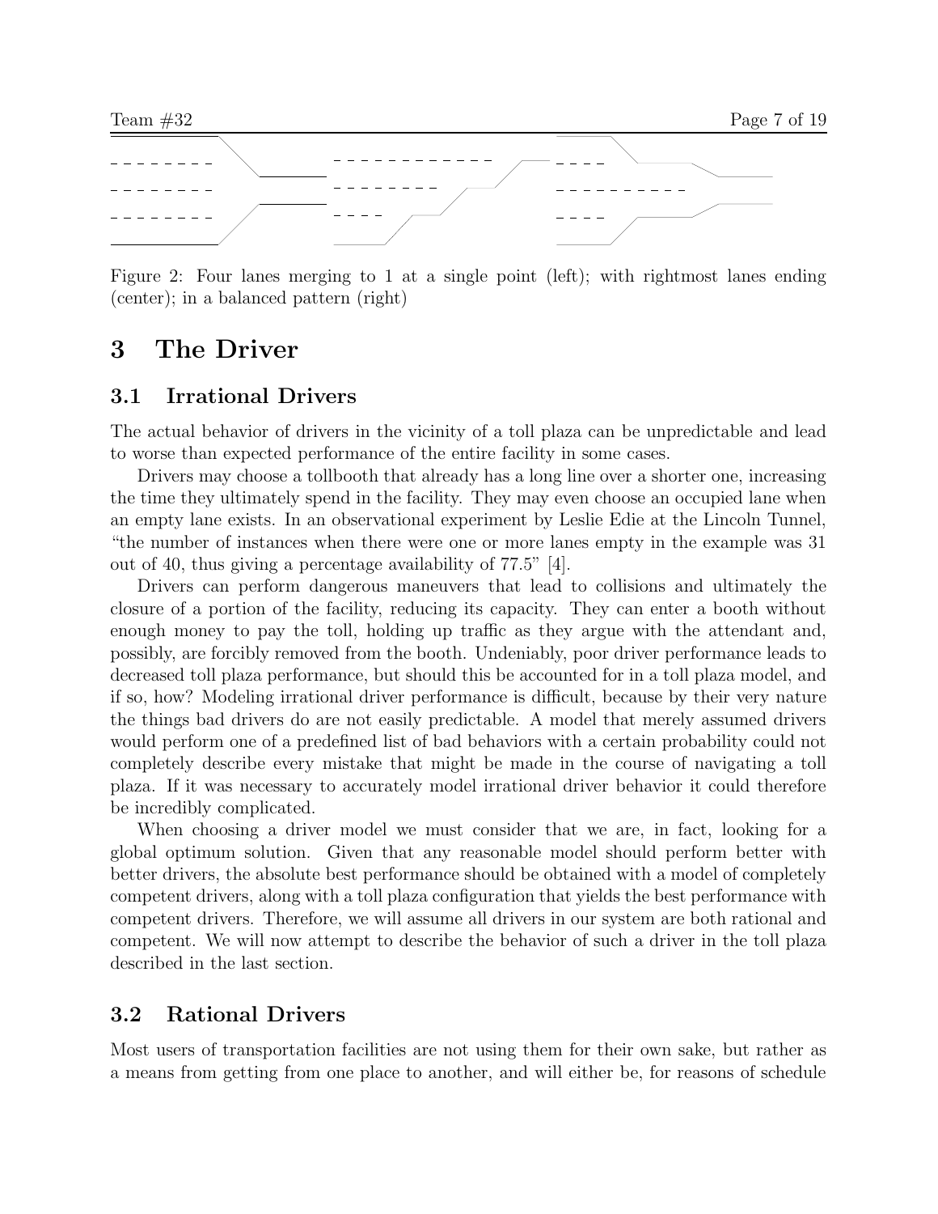Figure 2: Four lanes merging to 1 at a single point (left); with rightmost lanes ending (center); in a balanced pattern (right)

# 3 The Driver

## 3.1 Irrational Drivers

The actual behavior of drivers in the vicinity of a toll plaza can be unpredictable and lead to worse than expected performance of the entire facility in some cases.

Drivers may choose a tollbooth that already has a long line over a shorter one, increasing the time they ultimately spend in the facility. They may even choose an occupied lane when an empty lane exists. In an observational experiment by Leslie Edie at the Lincoln Tunnel, "the number of instances when there were one or more lanes empty in the example was 31 out of 40, thus giving a percentage availability of 77.5" [4].

Drivers can perform dangerous maneuvers that lead to collisions and ultimately the closure of a portion of the facility, reducing its capacity. They can enter a booth without enough money to pay the toll, holding up traffic as they argue with the attendant and, possibly, are forcibly removed from the booth. Undeniably, poor driver performance leads to decreased toll plaza performance, but should this be accounted for in a toll plaza model, and if so, how? Modeling irrational driver performance is difficult, because by their very nature the things bad drivers do are not easily predictable. A model that merely assumed drivers would perform one of a predefined list of bad behaviors with a certain probability could not completely describe every mistake that might be made in the course of navigating a toll plaza. If it was necessary to accurately model irrational driver behavior it could therefore be incredibly complicated.

When choosing a driver model we must consider that we are, in fact, looking for a global optimum solution. Given that any reasonable model should perform better with better drivers, the absolute best performance should be obtained with a model of completely competent drivers, along with a toll plaza configuration that yields the best performance with competent drivers. Therefore, we will assume all drivers in our system are both rational and competent. We will now attempt to describe the behavior of such a driver in the toll plaza described in the last section.

## 3.2 Rational Drivers

Most users of transportation facilities are not using them for their own sake, but rather as a means from getting from one place to another, and will either be, for reasons of schedule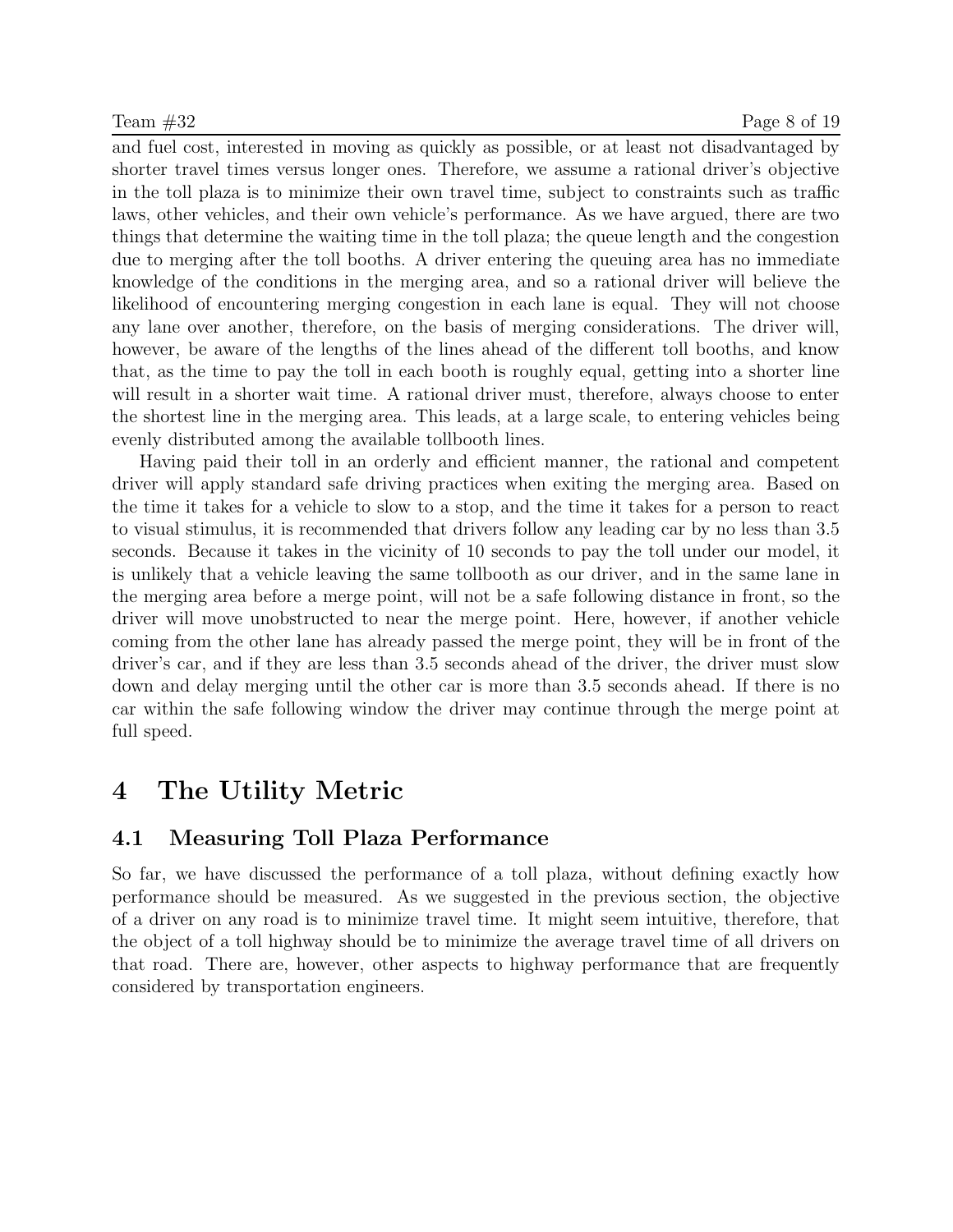and fuel cost, interested in moving as quickly as possible, or at least not disadvantaged by shorter travel times versus longer ones. Therefore, we assume a rational driver's objective in the toll plaza is to minimize their own travel time, subject to constraints such as traffic laws, other vehicles, and their own vehicle's performance. As we have argued, there are two things that determine the waiting time in the toll plaza; the queue length and the congestion due to merging after the toll booths. A driver entering the queuing area has no immediate knowledge of the conditions in the merging area, and so a rational driver will believe the likelihood of encountering merging congestion in each lane is equal. They will not choose any lane over another, therefore, on the basis of merging considerations. The driver will, however, be aware of the lengths of the lines ahead of the different toll booths, and know that, as the time to pay the toll in each booth is roughly equal, getting into a shorter line will result in a shorter wait time. A rational driver must, therefore, always choose to enter the shortest line in the merging area. This leads, at a large scale, to entering vehicles being evenly distributed among the available tollbooth lines.

Having paid their toll in an orderly and efficient manner, the rational and competent driver will apply standard safe driving practices when exiting the merging area. Based on the time it takes for a vehicle to slow to a stop, and the time it takes for a person to react to visual stimulus, it is recommended that drivers follow any leading car by no less than 3.5 seconds. Because it takes in the vicinity of 10 seconds to pay the toll under our model, it is unlikely that a vehicle leaving the same tollbooth as our driver, and in the same lane in the merging area before a merge point, will not be a safe following distance in front, so the driver will move unobstructed to near the merge point. Here, however, if another vehicle coming from the other lane has already passed the merge point, they will be in front of the driver's car, and if they are less than 3.5 seconds ahead of the driver, the driver must slow down and delay merging until the other car is more than 3.5 seconds ahead. If there is no car within the safe following window the driver may continue through the merge point at full speed.

# 4 The Utility Metric

## 4.1 Measuring Toll Plaza Performance

So far, we have discussed the performance of a toll plaza, without defining exactly how performance should be measured. As we suggested in the previous section, the objective of a driver on any road is to minimize travel time. It might seem intuitive, therefore, that the object of a toll highway should be to minimize the average travel time of all drivers on that road. There are, however, other aspects to highway performance that are frequently considered by transportation engineers.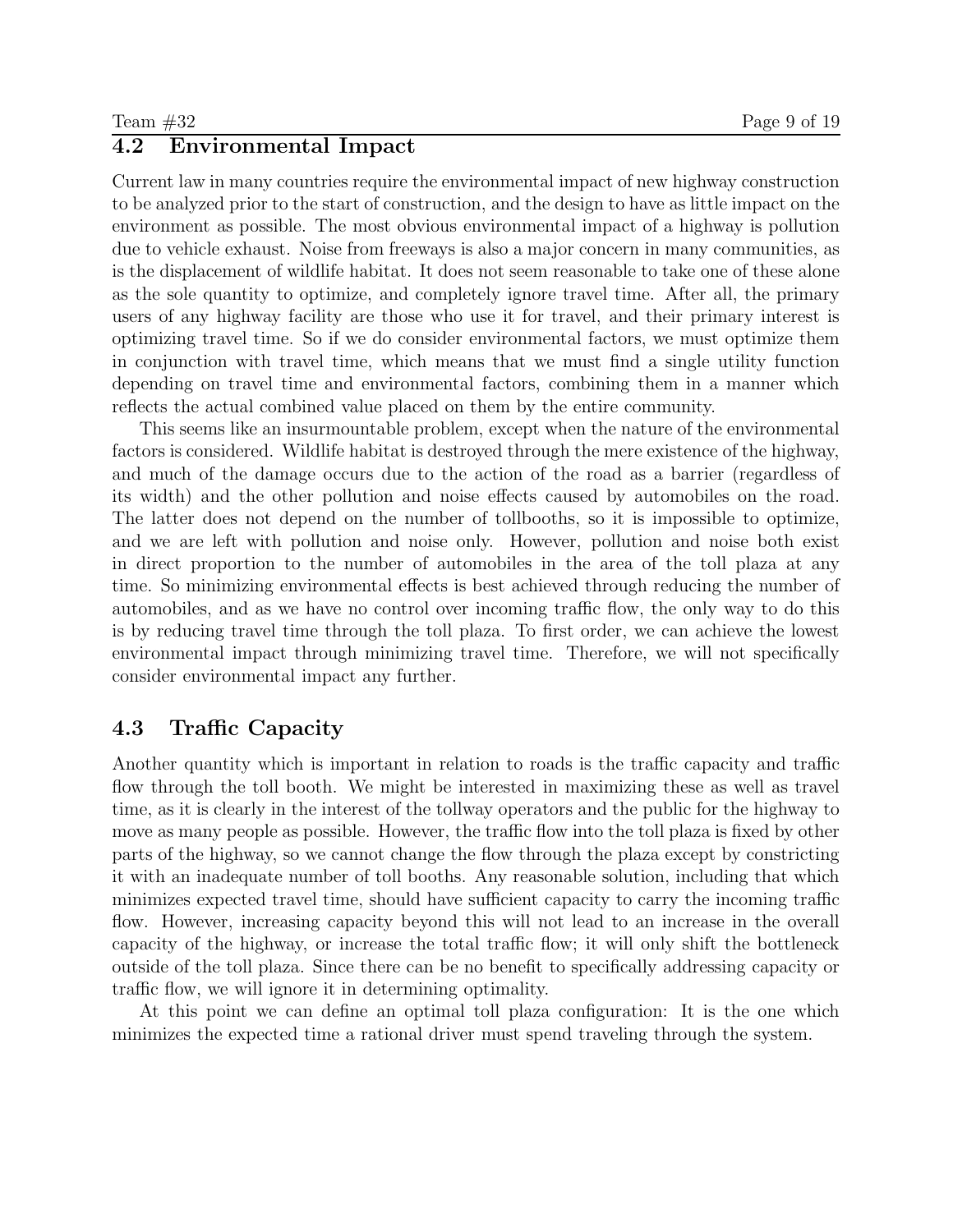## 4.2 Environmental Impact

Current law in many countries require the environmental impact of new highway construction to be analyzed prior to the start of construction, and the design to have as little impact on the environment as possible. The most obvious environmental impact of a highway is pollution due to vehicle exhaust. Noise from freeways is also a major concern in many communities, as is the displacement of wildlife habitat. It does not seem reasonable to take one of these alone as the sole quantity to optimize, and completely ignore travel time. After all, the primary users of any highway facility are those who use it for travel, and their primary interest is optimizing travel time. So if we do consider environmental factors, we must optimize them in conjunction with travel time, which means that we must find a single utility function depending on travel time and environmental factors, combining them in a manner which reflects the actual combined value placed on them by the entire community.

This seems like an insurmountable problem, except when the nature of the environmental factors is considered. Wildlife habitat is destroyed through the mere existence of the highway, and much of the damage occurs due to the action of the road as a barrier (regardless of its width) and the other pollution and noise effects caused by automobiles on the road. The latter does not depend on the number of tollbooths, so it is impossible to optimize, and we are left with pollution and noise only. However, pollution and noise both exist in direct proportion to the number of automobiles in the area of the toll plaza at any time. So minimizing environmental effects is best achieved through reducing the number of automobiles, and as we have no control over incoming traffic flow, the only way to do this is by reducing travel time through the toll plaza. To first order, we can achieve the lowest environmental impact through minimizing travel time. Therefore, we will not specifically consider environmental impact any further.

## 4.3 Traffic Capacity

Another quantity which is important in relation to roads is the traffic capacity and traffic flow through the toll booth. We might be interested in maximizing these as well as travel time, as it is clearly in the interest of the tollway operators and the public for the highway to move as many people as possible. However, the traffic flow into the toll plaza is fixed by other parts of the highway, so we cannot change the flow through the plaza except by constricting it with an inadequate number of toll booths. Any reasonable solution, including that which minimizes expected travel time, should have sufficient capacity to carry the incoming traffic flow. However, increasing capacity beyond this will not lead to an increase in the overall capacity of the highway, or increase the total traffic flow; it will only shift the bottleneck outside of the toll plaza. Since there can be no benefit to specifically addressing capacity or traffic flow, we will ignore it in determining optimality.

At this point we can define an optimal toll plaza configuration: It is the one which minimizes the expected time a rational driver must spend traveling through the system.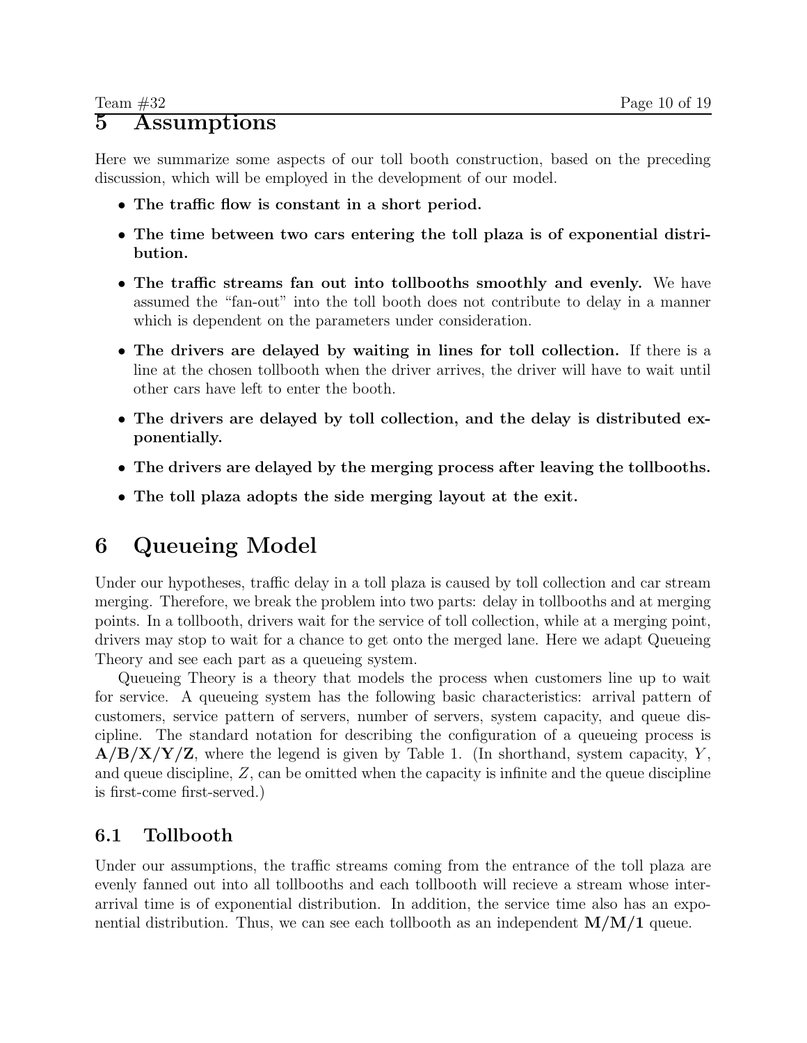# 5 Assumptions

Here we summarize some aspects of our toll booth construction, based on the preceding discussion, which will be employed in the development of our model.

- **The traffic flow is constant in a short period.**
- **The time between two cars entering the toll plaza is of exponential distribution.**
- **The traffic streams fan out into tollbooths smoothly and evenly.** We have assumed the "fan-out" into the toll booth does not contribute to delay in a manner which is dependent on the parameters under consideration.
- **The drivers are delayed by waiting in lines for toll collection.** If there is a line at the chosen tollbooth when the driver arrives, the driver will have to wait until other cars have left to enter the booth.
- **The drivers are delayed by toll collection, and the delay is distributed exponentially.**
- **The drivers are delayed by the merging process after leaving the tollbooths.**
- **The toll plaza adopts the side merging layout at the exit.**

# 6 Queueing Model

Under our hypotheses, traffic delay in a toll plaza is caused by toll collection and car stream merging. Therefore, we break the problem into two parts: delay in tollbooths and at merging points. In a tollbooth, drivers wait for the service of toll collection, while at a merging point, drivers may stop to wait for a chance to get onto the merged lane. Here we adapt Queueing Theory and see each part as a queueing system.

Queueing Theory is a theory that models the process when customers line up to wait for service. A queueing system has the following basic characteristics: arrival pattern of customers, service pattern of servers, number of servers, system capacity, and queue discipline. The standard notation for describing the configuration of a queueing process is **A/B/X/Y/Z**, where the legend is given by Table 1. (In shorthand, system capacity, $Y$, and queue discipline, $Z$, can be omitted when the capacity is infinite and the queue discipline is first-come first-served.)

## 6.1 Tollbooth

Under our assumptions, the traffic streams coming from the entrance of the toll plaza are evenly fanned out into all tollbooths and each tollbooth will recieve a stream whose inter-arrival time is of exponential distribution. In addition, the service time also has an exponential distribution. Thus, we can see each tollbooth as an independent **M/M/1** queue.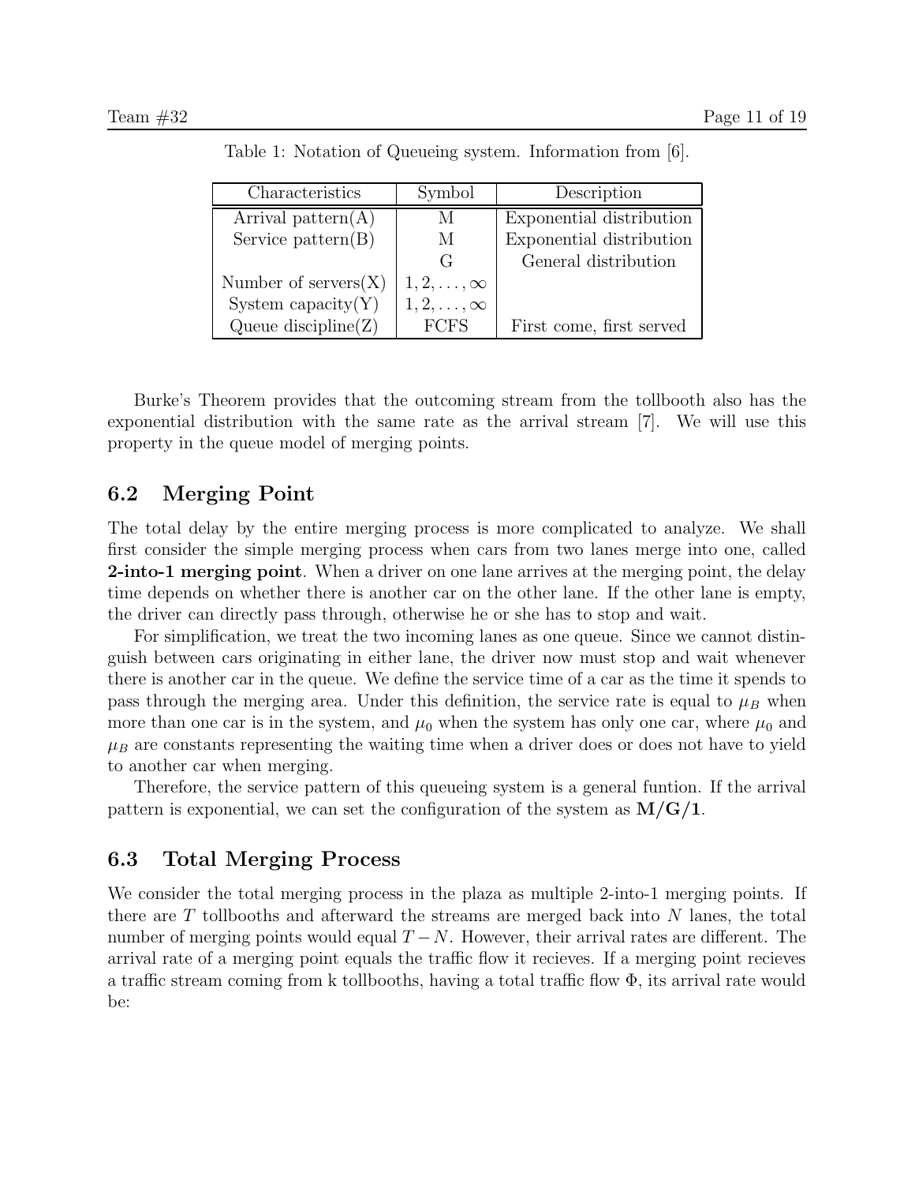Table 1: Notation of Queueing system. Information from [6].

| Characteristics | Symbol | Description |
|---|---|---|
| Arrival pattern(A) | M | Exponential distribution |
| Service pattern(B) | M | Exponential distribution |
| | G | General distribution |
| Number of servers(X) | $1, 2, \ldots, \infty$ | |
| System capacity(Y) | $1, 2, \ldots, \infty$ | |
| Queue discipline(Z) | FCFS | First come, first served |

Burke's Theorem provides that the outcoming stream from the tollbooth also has the exponential distribution with the same rate as the arrival stream [7]. We will use this property in the queue model of merging points.

## 6.2 Merging Point

The total delay by the entire merging process is more complicated to analyze. We shall first consider the simple merging process when cars from two lanes merge into one, called **2-into-1 merging point**. When a driver on one lane arrives at the merging point, the delay time depends on whether there is another car on the other lane. If the other lane is empty, the driver can directly pass through, otherwise he or she has to stop and wait.

For simplification, we treat the two incoming lanes as one queue. Since we cannot distinguish between cars originating in either lane, the driver now must stop and wait whenever there is another car in the queue. We define the service time of a car as the time it spends to pass through the merging area. Under this definition, the service rate is equal to $\mu_B$ when more than one car is in the system, and $\mu_0$ when the system has only one car, where $\mu_0$ and $\mu_B$ are constants representing the waiting time when a driver does or does not have to yield to another car when merging.

Therefore, the service pattern of this queueing system is a general funtion. If the arrival pattern is exponential, we can set the configuration of the system as **M/G/1**.

## 6.3 Total Merging Process

We consider the total merging process in the plaza as multiple 2-into-1 merging points. If there are $T$ tollbooths and afterward the streams are merged back into $N$ lanes, the total number of merging points would equal $T - N$. However, their arrival rates are different. The arrival rate of a merging point equals the traffic flow it recieves. If a merging point recieves a traffic stream coming from k tollbooths, having a total traffic flow $\Phi$, its arrival rate would be: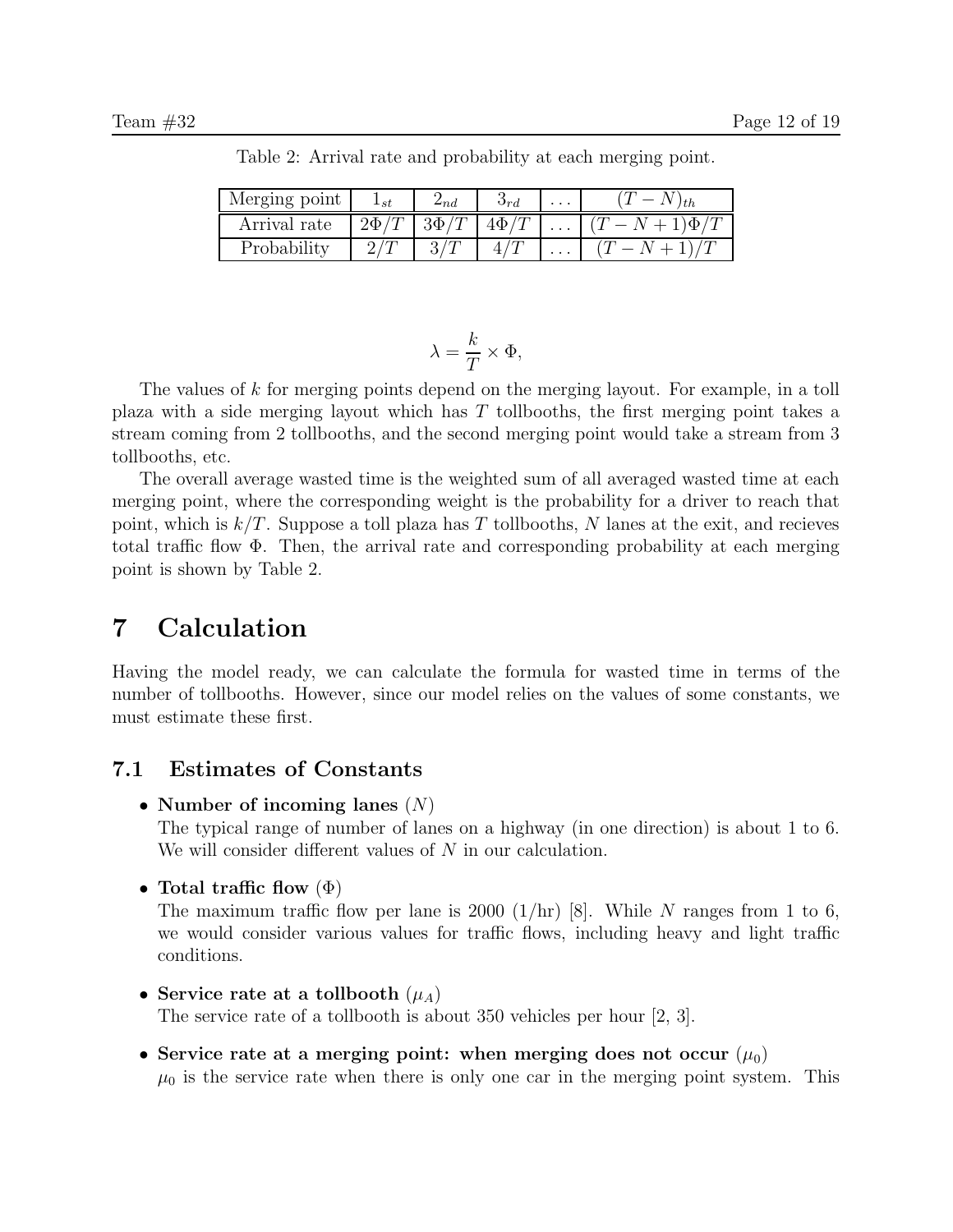Table 2: Arrival rate and probability at each merging point.

| Merging point | $1_{st}$ | $2_{nd}$ | $3_{rd}$ | ... | $(T-N)_{th}$ |
|---|---|---|---|---|---|
| Arrival rate | $2\Phi/T$ | $3\Phi/T$ | $4\Phi/T$ | ... | $(T-N+1)\Phi/T$ |
| Probability | $2/T$ | $3/T$ | $4/T$ | ... | $(T-N+1)/T$ |

$$\lambda = \frac{k}{T} \times \Phi,$$

The values of $k$ for merging points depend on the merging layout. For example, in a toll plaza with a side merging layout which has $T$ tollbooths, the first merging point takes a stream coming from 2 tollbooths, and the second merging point would take a stream from 3 tollbooths, etc.

The overall average wasted time is the weighted sum of all averaged wasted time at each merging point, where the corresponding weight is the probability for a driver to reach that point, which is $k/T$. Suppose a toll plaza has $T$ tollbooths, $N$ lanes at the exit, and recieves total traffic flow $\Phi$. Then, the arrival rate and corresponding probability at each merging point is shown by Table 2.

# 7 Calculation

Having the model ready, we can calculate the formula for wasted time in terms of the number of tollbooths. However, since our model relies on the values of some constants, we must estimate these first.

## 7.1 Estimates of Constants

- **Number of incoming lanes** ($N$)
  The typical range of number of lanes on a highway (in one direction) is about 1 to 6. We will consider different values of $N$ in our calculation.

- **Total traffic flow** ($\Phi$)
  The maximum traffic flow per lane is 2000 (1/hr) [8]. While $N$ ranges from 1 to 6, we would consider various values for traffic flows, including heavy and light traffic conditions.

- **Service rate at a tollbooth** ($\mu_A$)
  The service rate of a tollbooth is about 350 vehicles per hour [2, 3].

- **Service rate at a merging point: when merging does not occur** ($\mu_0$)
  $\mu_0$ is the service rate when there is only one car in the merging point system. This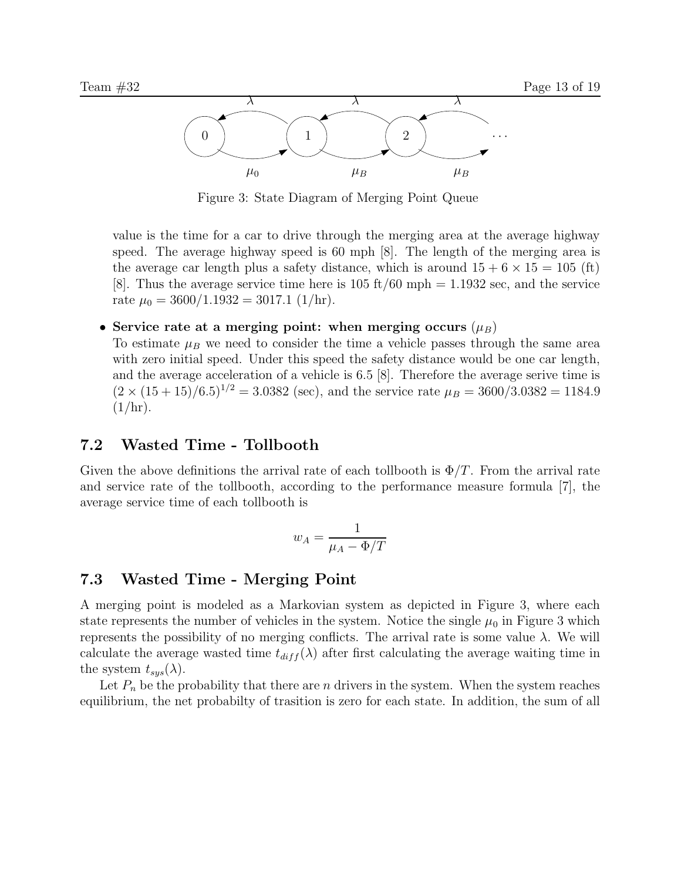Figure 3: State Diagram of Merging Point Queue

value is the time for a car to drive through the merging area at the average highway speed. The average highway speed is 60 mph [8]. The length of the merging area is the average car length plus a safety distance, which is around $15 + 6 \times 15 = 105$ (ft) [8]. Thus the average service time here is 105 ft/60 mph = 1.1932 sec, and the service rate $\mu_0 = 3600/1.1932 = 3017.1$ (1/hr).

- **Service rate at a merging point: when merging occurs** ($\mu_B$)
  To estimate $\mu_B$ we need to consider the time a vehicle passes through the same area with zero initial speed. Under this speed the safety distance would be one car length, and the average acceleration of a vehicle is 6.5 [8]. Therefore the average serive time is $(2 \times (15 + 15)/6.5)^{1/2} = 3.0382$ (sec), and the service rate $\mu_B = 3600/3.0382 = 1184.9$ (1/hr).

## 7.2 Wasted Time - Tollbooth

Given the above definitions the arrival rate of each tollbooth is $\Phi/T$. From the arrival rate and service rate of the tollbooth, according to the performance measure formula [7], the average service time of each tollbooth is

$$w_A = \frac{1}{\mu_A - \Phi/T}$$

## 7.3 Wasted Time - Merging Point

A merging point is modeled as a Markovian system as depicted in Figure 3, where each state represents the number of vehicles in the system. Notice the single $\mu_0$ in Figure 3 which represents the possibility of no merging conflicts. The arrival rate is some value $\lambda$. We will calculate the average wasted time $t_{diff}(\lambda)$ after first calculating the average waiting time in the system $t_{sys}(\lambda)$.

Let $P_n$ be the probability that there are $n$ drivers in the system. When the system reaches equilibrium, the net probabilty of trasition is zero for each state. In addition, the sum of all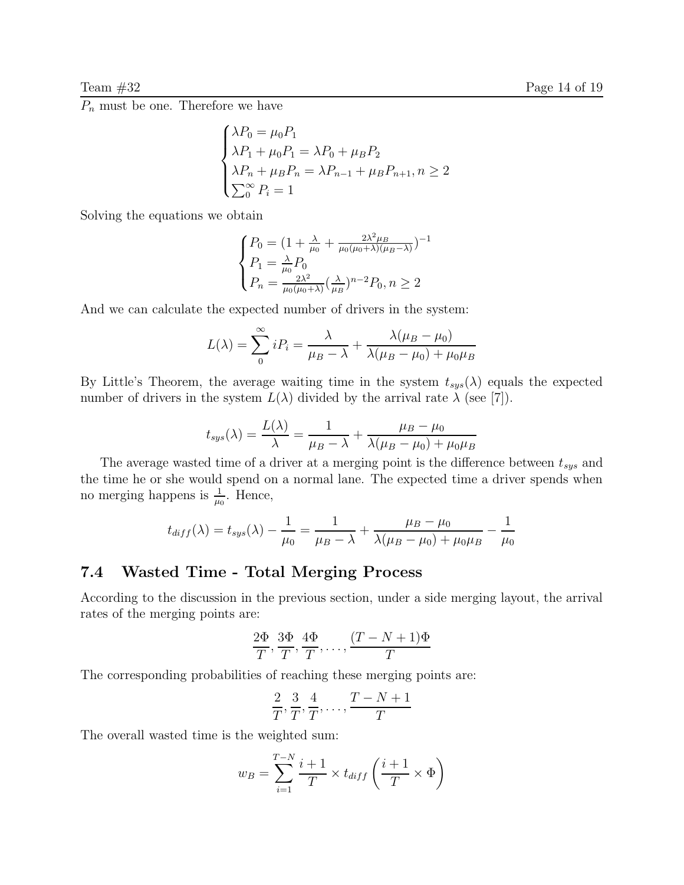$P_n$ must be one. Therefore we have

$$\begin{cases} \lambda P_0 = \mu_0 P_1 \\ \lambda P_1 + \mu_0 P_1 = \lambda P_0 + \mu_B P_2 \\ \lambda P_n + \mu_B P_n = \lambda P_{n-1} + \mu_B P_{n+1}, n \geq 2 \\ \sum_0^\infty P_i = 1 \end{cases}$$

Solving the equations we obtain

$$\begin{cases} P_0 = (1 + \frac{\lambda}{\mu_0} + \frac{2\lambda^2 \mu_B}{\mu_0(\mu_0+\lambda)(\mu_B-\lambda)})^{-1} \\ P_1 = \frac{\lambda}{\mu_0} P_0 \\ P_n = \frac{2\lambda^2}{\mu_0(\mu_0+\lambda)} (\frac{\lambda}{\mu_B})^{n-2} P_0, n \geq 2 \end{cases}$$

And we can calculate the expected number of drivers in the system:

$$L(\lambda) = \sum_0^\infty i P_i = \frac{\lambda}{\mu_B - \lambda} + \frac{\lambda(\mu_B - \mu_0)}{\lambda(\mu_B - \mu_0) + \mu_0 \mu_B}$$

By Little's Theorem, the average waiting time in the system $t_{sys}(\lambda)$ equals the expected number of drivers in the system $L(\lambda)$ divided by the arrival rate $\lambda$ (see [7]).

$$t_{sys}(\lambda) = \frac{L(\lambda)}{\lambda} = \frac{1}{\mu_B - \lambda} + \frac{\mu_B - \mu_0}{\lambda(\mu_B - \mu_0) + \mu_0 \mu_B}$$

The average wasted time of a driver at a merging point is the difference between $t_{sys}$ and the time he or she would spend on a normal lane. The expected time a driver spends when no merging happens is $\frac{1}{\mu_0}$. Hence,

$$t_{diff}(\lambda) = t_{sys}(\lambda) - \frac{1}{\mu_0} = \frac{1}{\mu_B - \lambda} + \frac{\mu_B - \mu_0}{\lambda(\mu_B - \mu_0) + \mu_0 \mu_B} - \frac{1}{\mu_0}$$

## 7.4 Wasted Time - Total Merging Process

According to the discussion in the previous section, under a side merging layout, the arrival rates of the merging points are:

$$\frac{2\Phi}{T}, \frac{3\Phi}{T}, \frac{4\Phi}{T}, \ldots, \frac{(T-N+1)\Phi}{T}$$

The corresponding probabilities of reaching these merging points are:

$$\frac{2}{T}, \frac{3}{T}, \frac{4}{T}, \ldots, \frac{T-N+1}{T}$$

The overall wasted time is the weighted sum:

$$w_B = \sum_{i=1}^{T-N} \frac{i+1}{T} \times t_{diff}\left(\frac{i+1}{T} \times \Phi\right)$$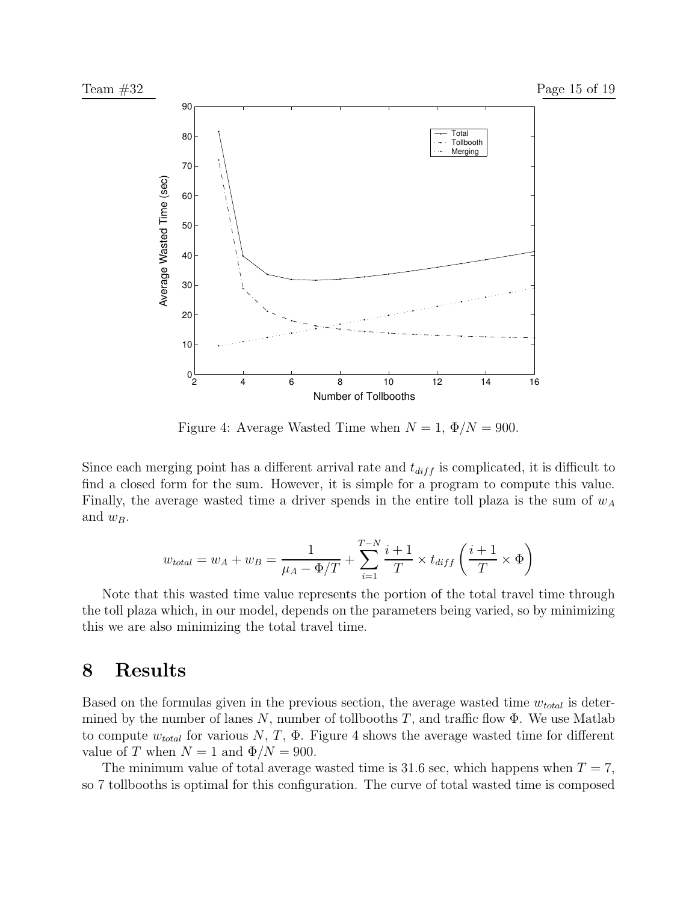Figure 4: Average Wasted Time when $N = 1$, $\Phi/N = 900$.

Since each merging point has a different arrival rate and $t_{diff}$ is complicated, it is difficult to find a closed form for the sum. However, it is simple for a program to compute this value. Finally, the average wasted time a driver spends in the entire toll plaza is the sum of $w_A$ and $w_B$.

$$w_{total} = w_A + w_B = \frac{1}{\mu_A - \Phi/T} + \sum_{i=1}^{T-N} \frac{i+1}{T} \times t_{diff}\left(\frac{i+1}{T} \times \Phi\right)$$

Note that this wasted time value represents the portion of the total travel time through the toll plaza which, in our model, depends on the parameters being varied, so by minimizing this we are also minimizing the total travel time.

# 8 Results

Based on the formulas given in the previous section, the average wasted time $w_{total}$ is determined by the number of lanes $N$, number of tollbooths $T$, and traffic flow $\Phi$. We use Matlab to compute $w_{total}$ for various $N$, $T$, $\Phi$. Figure 4 shows the average wasted time for different value of $T$ when $N = 1$ and $\Phi/N = 900$.

The minimum value of total average wasted time is 31.6 sec, which happens when $T = 7$, so 7 tollbooths is optimal for this configuration. The curve of total wasted time is composed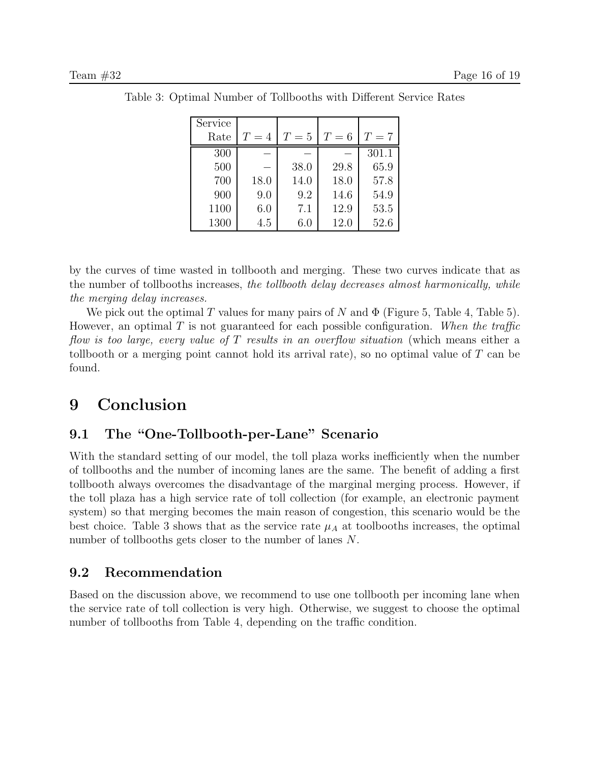Table 3: Optimal Number of Tollbooths with Different Service Rates

| Service Rate | $T = 4$ | $T = 5$ | $T = 6$ | $T = 7$ |
|---|---|---|---|---|
| 300 | – | – | – | 301.1 |
| 500 | – | 38.0 | 29.8 | 65.9 |
| 700 | 18.0 | 14.0 | 18.0 | 57.8 |
| 900 | 9.0 | 9.2 | 14.6 | 54.9 |
| 1100 | 6.0 | 7.1 | 12.9 | 53.5 |
| 1300 | 4.5 | 6.0 | 12.0 | 52.6 |

by the curves of time wasted in tollbooth and merging. These two curves indicate that as the number of tollbooths increases, *the tollbooth delay decreases almost harmonically, while the merging delay increases.*

We pick out the optimal $T$ values for many pairs of $N$ and $\Phi$ (Figure 5, Table 4, Table 5). However, an optimal $T$ is not guaranteed for each possible configuration. *When the traffic flow is too large, every value of $T$ results in an overflow situation* (which means either a tollbooth or a merging point cannot hold its arrival rate), so no optimal value of $T$ can be found.

# 9 Conclusion

## 9.1 The "One-Tollbooth-per-Lane" Scenario

With the standard setting of our model, the toll plaza works inefficiently when the number of tollbooths and the number of incoming lanes are the same. The benefit of adding a first tollbooth always overcomes the disadvantage of the marginal merging process. However, if the toll plaza has a high service rate of toll collection (for example, an electronic payment system) so that merging becomes the main reason of congestion, this scenario would be the best choice. Table 3 shows that as the service rate $\mu_A$ at toolbooths increases, the optimal number of tollbooths gets closer to the number of lanes $N$.

## 9.2 Recommendation

Based on the discussion above, we recommend to use one tollbooth per incoming lane when the service rate of toll collection is very high. Otherwise, we suggest to choose the optimal number of tollbooths from Table 4, depending on the traffic condition.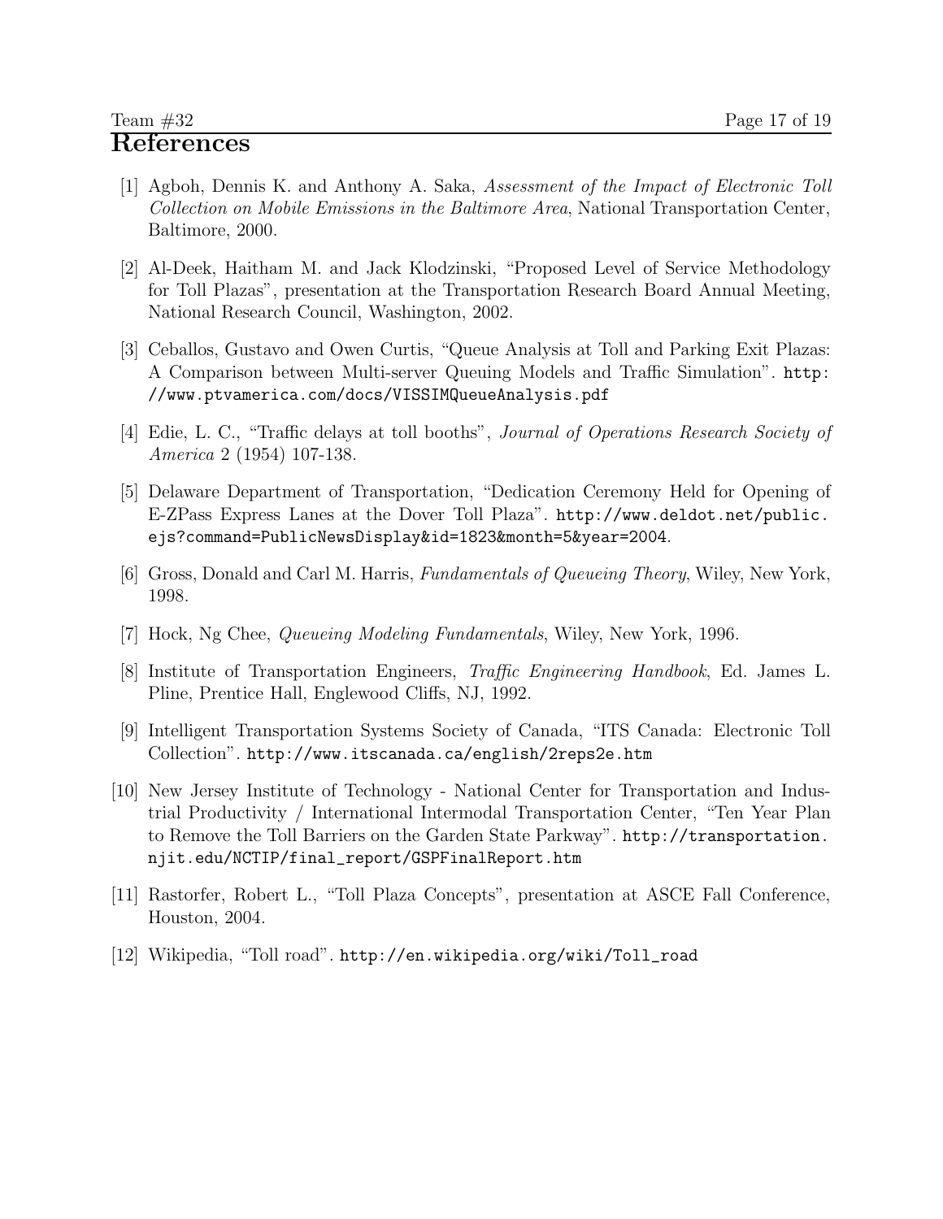# References

[1] Agboh, Dennis K. and Anthony A. Saka, *Assessment of the Impact of Electronic Toll Collection on Mobile Emissions in the Baltimore Area*, National Transportation Center, Baltimore, 2000.

[2] Al-Deek, Haitham M. and Jack Klodzinski, "Proposed Level of Service Methodology for Toll Plazas", presentation at the Transportation Research Board Annual Meeting, National Research Council, Washington, 2002.

[3] Ceballos, Gustavo and Owen Curtis, "Queue Analysis at Toll and Parking Exit Plazas: A Comparison between Multi-server Queuing Models and Traffic Simulation". `http://www.ptvamerica.com/docs/VISSIMQueueAnalysis.pdf`

[4] Edie, L. C., "Traffic delays at toll booths", *Journal of Operations Research Society of America* 2 (1954) 107-138.

[5] Delaware Department of Transportation, "Dedication Ceremony Held for Opening of E-ZPass Express Lanes at the Dover Toll Plaza". `http://www.deldot.net/public.ejs?command=PublicNewsDisplay&id=1823&month=5&year=2004`.

[6] Gross, Donald and Carl M. Harris, *Fundamentals of Queueing Theory*, Wiley, New York, 1998.

[7] Hock, Ng Chee, *Queueing Modeling Fundamentals*, Wiley, New York, 1996.

[8] Institute of Transportation Engineers, *Traffic Engineering Handbook*, Ed. James L. Pline, Prentice Hall, Englewood Cliffs, NJ, 1992.

[9] Intelligent Transportation Systems Society of Canada, "ITS Canada: Electronic Toll Collection". `http://www.itscanada.ca/english/2reps2e.htm`

[10] New Jersey Institute of Technology - National Center for Transportation and Industrial Productivity / International Intermodal Transportation Center, "Ten Year Plan to Remove the Toll Barriers on the Garden State Parkway". `http://transportation.njit.edu/NCTIP/final_report/GSPFinalReport.htm`

[11] Rastorfer, Robert L., "Toll Plaza Concepts", presentation at ASCE Fall Conference, Houston, 2004.

[12] Wikipedia, "Toll road". `http://en.wikipedia.org/wiki/Toll_road`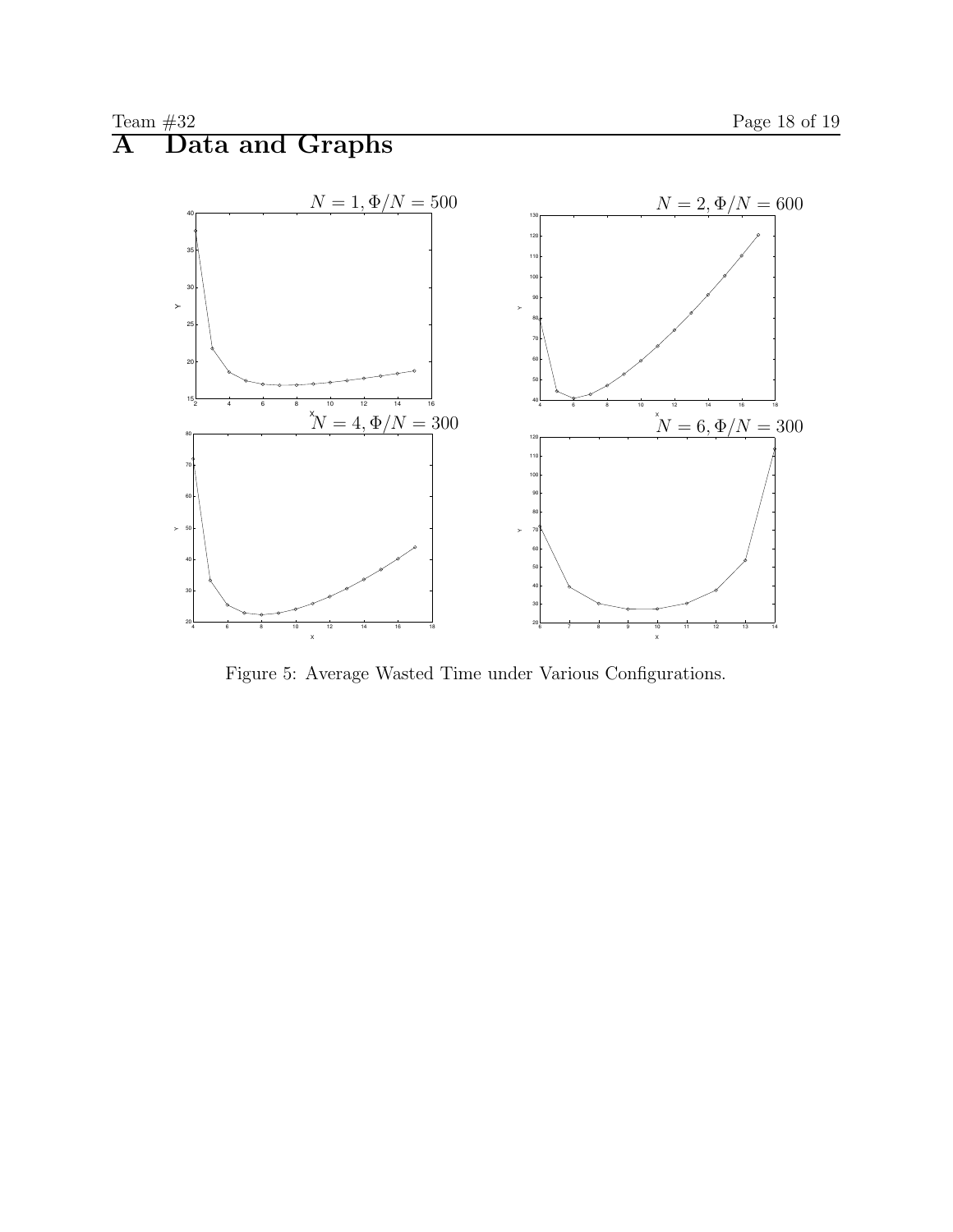# A Data and Graphs

$N = 1, \Phi/N = 500$

$N = 2, \Phi/N = 600$

$N = 4, \Phi/N = 300$

$N = 6, \Phi/N = 300$

Figure 5: Average Wasted Time under Various Configurations.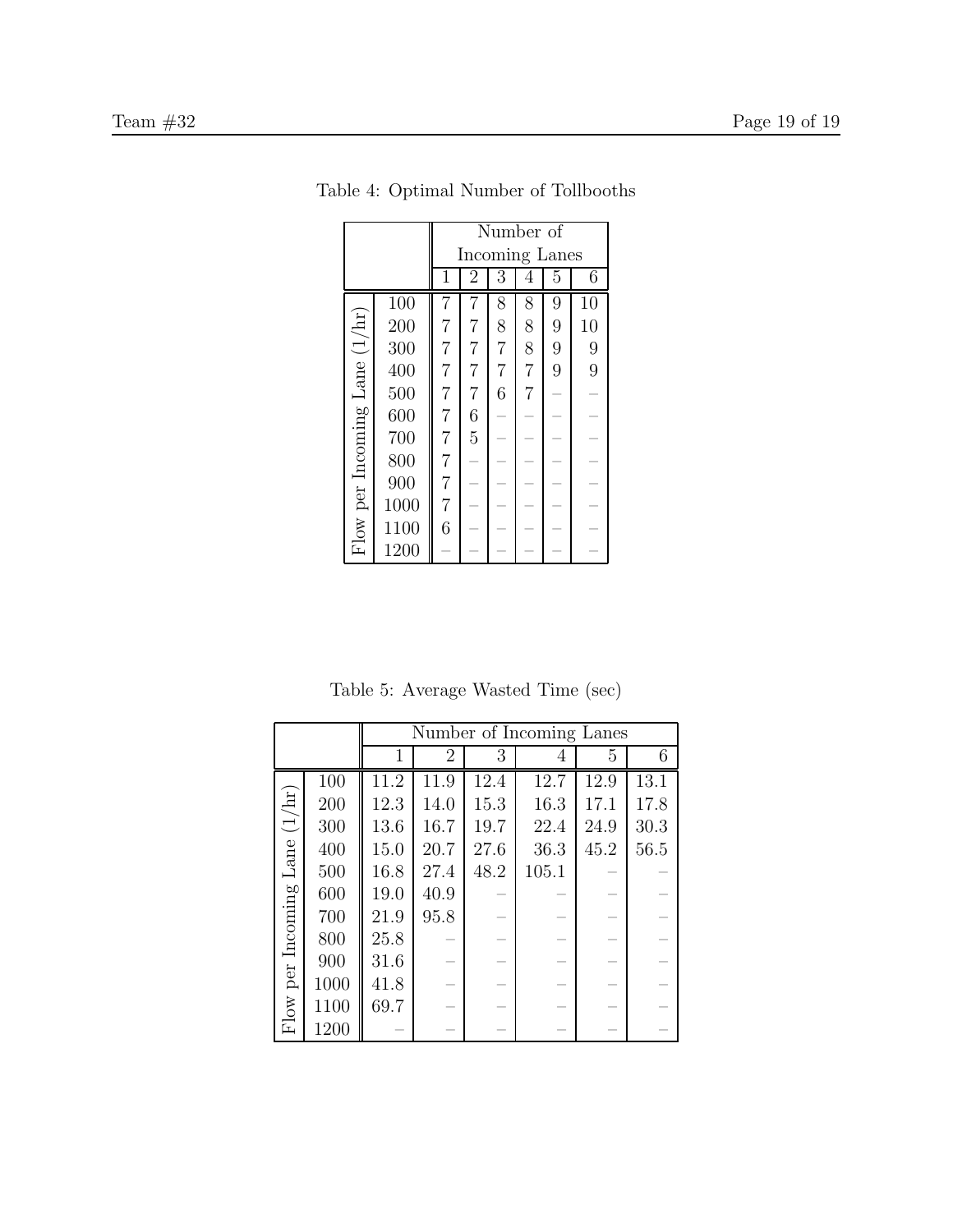Table 4: Optimal Number of Tollbooths

| Flow per Incoming Lane (1/hr) | Number of Incoming Lanes: 1 | 2 | 3 | 4 | 5 | 6 |
|---|---|---|---|---|---|---|
| 100 | 7 | 7 | 8 | 8 | 9 | 10 |
| 200 | 7 | 7 | 8 | 8 | 9 | 10 |
| 300 | 7 | 7 | 7 | 8 | 9 | 9 |
| 400 | 7 | 7 | 7 | 7 | 9 | 9 |
| 500 | 7 | 7 | 6 | 7 | – | – |
| 600 | 7 | 6 | – | – | – | – |
| 700 | 7 | 5 | – | – | – | – |
| 800 | 7 | – | – | – | – | – |
| 900 | 7 | – | – | – | – | – |
| 1000 | 7 | – | – | – | – | – |
| 1100 | 6 | – | – | – | – | – |
| 1200 | – | – | – | – | – | – |

Table 5: Average Wasted Time (sec)

| Flow per Incoming Lane (1/hr) | Number of Incoming Lanes: 1 | 2 | 3 | 4 | 5 | 6 |
|---|---|---|---|---|---|---|
| 100 | 11.2 | 11.9 | 12.4 | 12.7 | 12.9 | 13.1 |
| 200 | 12.3 | 14.0 | 15.3 | 16.3 | 17.1 | 17.8 |
| 300 | 13.6 | 16.7 | 19.7 | 22.4 | 24.9 | 30.3 |
| 400 | 15.0 | 20.7 | 27.6 | 36.3 | 45.2 | 56.5 |
| 500 | 16.8 | 27.4 | 48.2 | 105.1 | – | – |
| 600 | 19.0 | 40.9 | – | – | – | – |
| 700 | 21.9 | 95.8 | – | – | – | – |
| 800 | 25.8 | – | – | – | – | – |
| 900 | 31.6 | – | – | – | – | – |
| 1000 | 41.8 | – | – | – | – | – |
| 1100 | 69.7 | – | – | – | – | – |
| 1200 | – | – | – | – | – | – |